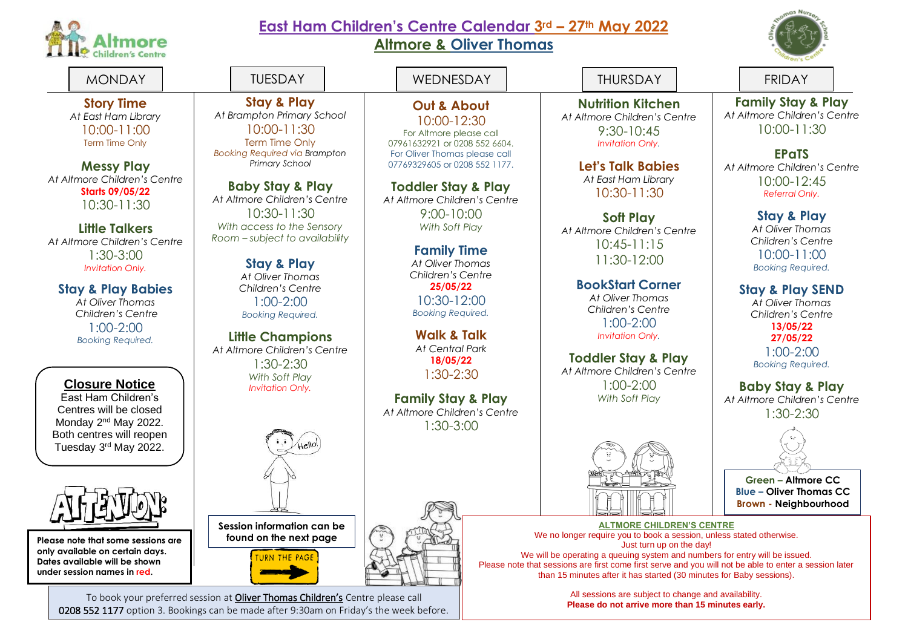# East Ham Children's Centre Calendar 3rd – 27th May 2022

## Altmore & Oliver Thomas

### MONDAY

**Story Time**
*At East Ham Library*
10:00-11:00
Term Time Only

**Messy Play**
*At Altmore Children's Centre*
**Starts 09/05/22**
10:30-11:30

**Little Talkers**
*At Altmore Children's Centre*
1:30-3:00
*Invitation Only.*

**Stay & Play Babies**
*At Oliver Thomas Children's Centre*
1:00-2:00
*Booking Required.*

**Closure Notice**
East Ham Children's Centres will be closed Monday 2nd May 2022. Both centres will reopen Tuesday 3rd May 2022.

**ATTENTION!**

**Please note that some sessions are only available on certain days. Dates available will be shown under session names in red.**

### TUESDAY

**Stay & Play**
*At Brampton Primary School*
10:00-11:30
Term Time Only
*Booking Required via Brampton Primary School*

**Baby Stay & Play**
*At Altmore Children's Centre*
10:30-11:30
*With access to the Sensory Room – subject to availability*

**Stay & Play**
*At Oliver Thomas Children's Centre*
1:00-2:00
*Booking Required.*

**Little Champions**
*At Altmore Children's Centre*
1:30-2:30
*With Soft Play*
*Invitation Only.*

**Session information can be found on the next page**

TURN THE PAGE

### WEDNESDAY

**Out & About**
10:00-12:30
For Altmore please call 07961632921 or 0208 552 6604.
For Oliver Thomas please call 07769329605 or 0208 552 1177.

**Toddler Stay & Play**
*At Altmore Children's Centre*
9:00-10:00
*With Soft Play*

**Family Time**
*At Oliver Thomas Children's Centre*
**25/05/22**
10:30-12:00
*Booking Required.*

**Walk & Talk**
*At Central Park*
**18/05/22**
1:30-2:30

**Family Stay & Play**
*At Altmore Children's Centre*
1:30-3:00

### THURSDAY

**Nutrition Kitchen**
*At Altmore Children's Centre*
9:30-10:45
*Invitation Only.*

**Let's Talk Babies**
*At East Ham Library*
10:30-11:30

**Soft Play**
*At Altmore Children's Centre*
10:45-11:15
11:30-12:00

**BookStart Corner**
*At Oliver Thomas Children's Centre*
1:00-2:00
*Invitation Only.*

**Toddler Stay & Play**
*At Altmore Children's Centre*
1:00-2:00
*With Soft Play*

### FRIDAY

**Family Stay & Play**
*At Altmore Children's Centre*
10:00-11:30

**EPaTS**
*At Altmore Children's Centre*
10:00-12:45
*Referral Only.*

**Stay & Play**
*At Oliver Thomas Children's Centre*
10:00-11:00
*Booking Required.*

**Stay & Play SEND**
*At Oliver Thomas Children's Centre*
**13/05/22**
**27/05/22**
1:00-2:00
*Booking Required.*

**Baby Stay & Play**
*At Altmore Children's Centre*
1:30-2:30

**Green – Altmore CC**
**Blue – Oliver Thomas CC**
**Brown - Neighbourhood**

---

To book your preferred session at Oliver Thomas Children's Centre please call 0208 552 1177 option 3. Bookings can be made after 9:30am on Friday's the week before.

**ALTMORE CHILDREN'S CENTRE**
We no longer require you to book a session, unless stated otherwise.
Just turn up on the day!
We will be operating a queuing system and numbers for entry will be issued.
Please note that sessions are first come first serve and you will not be able to enter a session later than 15 minutes after it has started (30 minutes for Baby sessions).

All sessions are subject to change and availability.
**Please do not arrive more than 15 minutes early.**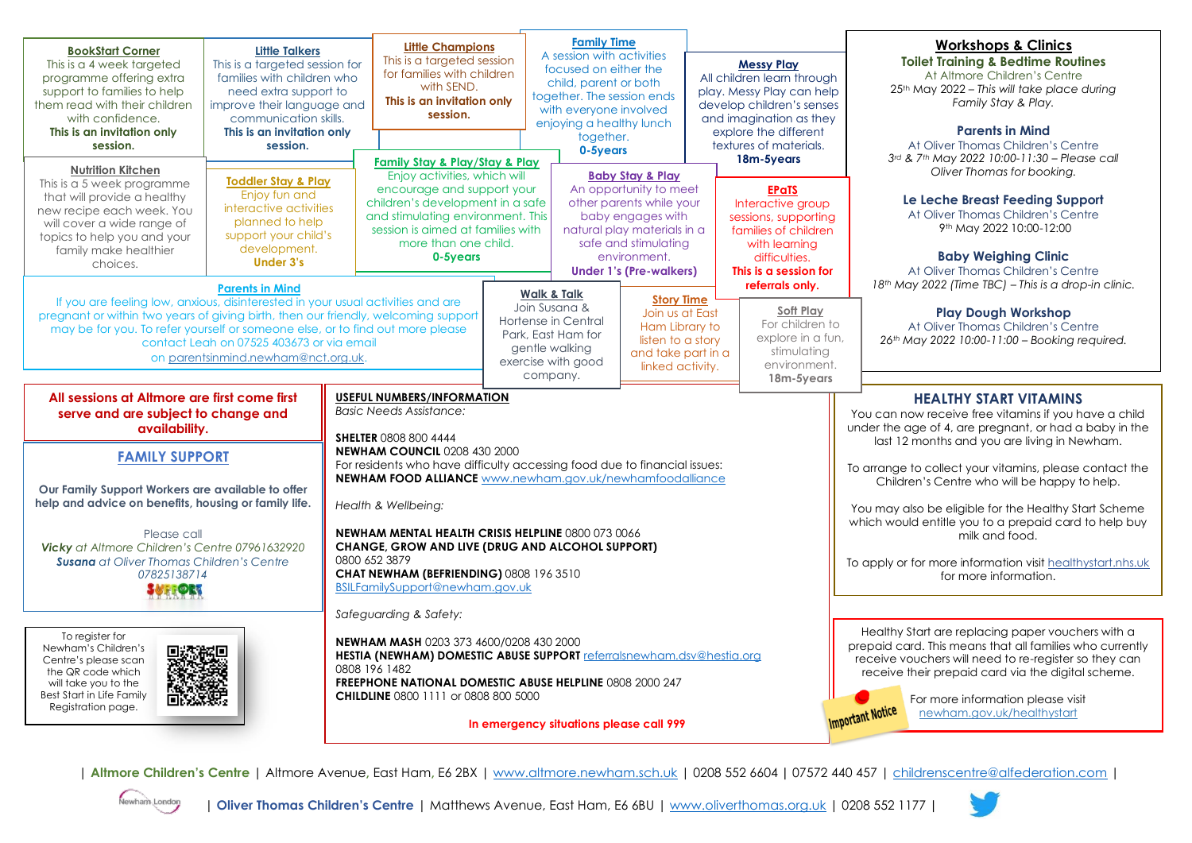### BookStart Corner

This is a 4 week targeted programme offering extra support to families to help them read with their children with confidence.

**This is an invitation only session.**

### Little Talkers

This is a targeted session for families with children who need extra support to improve their language and communication skills.

**This is an invitation only session.**

### Little Champions

This is a targeted session for families with children with SEND.

**This is an invitation only session.**

### Family Time

A session with activities focused on either the child, parent or both together. The session ends with everyone involved enjoying a healthy lunch together.

**0-5years**

### Messy Play

All children learn through play. Messy Play can help develop children's senses and imagination as they explore the different textures of materials.

**18m-5years**

### Nutrition Kitchen

This is a 5 week programme that will provide a healthy new recipe each week. You will cover a wide range of topics to help you and your family make healthier choices.

### Toddler Stay & Play

Enjoy fun and interactive activities planned to help support your child's development.

**Under 3's**

### Family Stay & Play/Stay & Play

Enjoy activities, which will encourage and support your children's development in a safe and stimulating environment. This session is aimed at families with more than one child.

**0-5years**

### Baby Stay & Play

An opportunity to meet other parents while your baby engages with natural play materials in a safe and stimulating environment.

**Under 1's (Pre-walkers)**

### EPaTS

Interactive group sessions, supporting families of children with learning difficulties.

**This is a session for referrals only.**

### Parents in Mind

If you are feeling low, anxious, disinterested in your usual activities and are pregnant or within two years of giving birth, then our friendly, welcoming support may be for you. To refer yourself or someone else, or to find out more please contact Leah on 07525 403673 or via email on parentsinmind.newham@nct.org.uk.

### Walk & Talk

Join Susana & Hortense in Central Park, East Ham for gentle walking exercise with good company.

### Story Time

Join us at East Ham Library to listen to a story and take part in a linked activity.

### Soft Play

For children to explore in a fun, stimulating environment.

**18m-5years**

## Workshops & Clinics

**Toilet Training & Bedtime Routines**
At Altmore Children's Centre
25th May 2022 – *This will take place during Family Stay & Play.*

**Parents in Mind**
At Oliver Thomas Children's Centre
*3rd & 7th May 2022 10:00-11:30 – Please call Oliver Thomas for booking.*

**Le Leche Breast Feeding Support**
At Oliver Thomas Children's Centre
9th May 2022 10:00-12:00

**Baby Weighing Clinic**
At Oliver Thomas Children's Centre
*18th May 2022 (Time TBC) – This is a drop-in clinic.*

**Play Dough Workshop**
At Oliver Thomas Children's Centre
*26th May 2022 10:00-11:00 – Booking required.*

**All sessions at Altmore are first come first serve and are subject to change and availability.**

## FAMILY SUPPORT

**Our Family Support Workers are available to offer help and advice on benefits, housing or family life.**

Please call

***Vicky*** *at Altmore Children's Centre 07961632920*
***Susana*** *at Oliver Thomas Children's Centre 07825138714*

To register for Newham's Children's Centre's please scan the QR code which will take you to the Best Start in Life Family Registration page.

### USEFUL NUMBERS/INFORMATION

*Basic Needs Assistance:*

**SHELTER** 0808 800 4444
**NEWHAM COUNCIL** 0208 430 2000
For residents who have difficulty accessing food due to financial issues:
**NEWHAM FOOD ALLIANCE** www.newham.gov.uk/newhamfoodalliance

*Health & Wellbeing:*

**NEWHAM MENTAL HEALTH CRISIS HELPLINE** 0800 073 0066
**CHANGE, GROW AND LIVE (DRUG AND ALCOHOL SUPPORT)** 0800 652 3879
**CHAT NEWHAM (BEFRIENDING)** 0808 196 3510
BSILFamilySupport@newham.gov.uk

*Safeguarding & Safety:*

**NEWHAM MASH** 0203 373 4600/0208 430 2000
**HESTIA (NEWHAM) DOMESTIC ABUSE SUPPORT** referralsnewham.dsv@hestia.org 0808 196 1482
**FREEPHONE NATIONAL DOMESTIC ABUSE HELPLINE** 0808 2000 247
**CHILDLINE** 0800 1111 or 0808 800 5000

**In emergency situations please call 999**

## HEALTHY START VITAMINS

You can now receive free vitamins if you have a child under the age of 4, are pregnant, or had a baby in the last 12 months and you are living in Newham.

To arrange to collect your vitamins, please contact the Children's Centre who will be happy to help.

You may also be eligible for the Healthy Start Scheme which would entitle you to a prepaid card to help buy milk and food.

To apply or for more information visit healthystart.nhs.uk for more information.

Healthy Start are replacing paper vouchers with a prepaid card. This means that all families who currently receive vouchers will need to re-register so they can receive their prepaid card via the digital scheme.

Important Notice

For more information please visit newham.gov.uk/healthystart

| **Altmore Children's Centre** | Altmore Avenue, East Ham, E6 2BX | www.altmore.newham.sch.uk | 0208 552 6604 | 07572 440 457 | childrenscentre@alfederation.com |

| **Oliver Thomas Children's Centre** | Matthews Avenue, East Ham, E6 6BU | www.oliverthomas.org.uk | 0208 552 1177 |